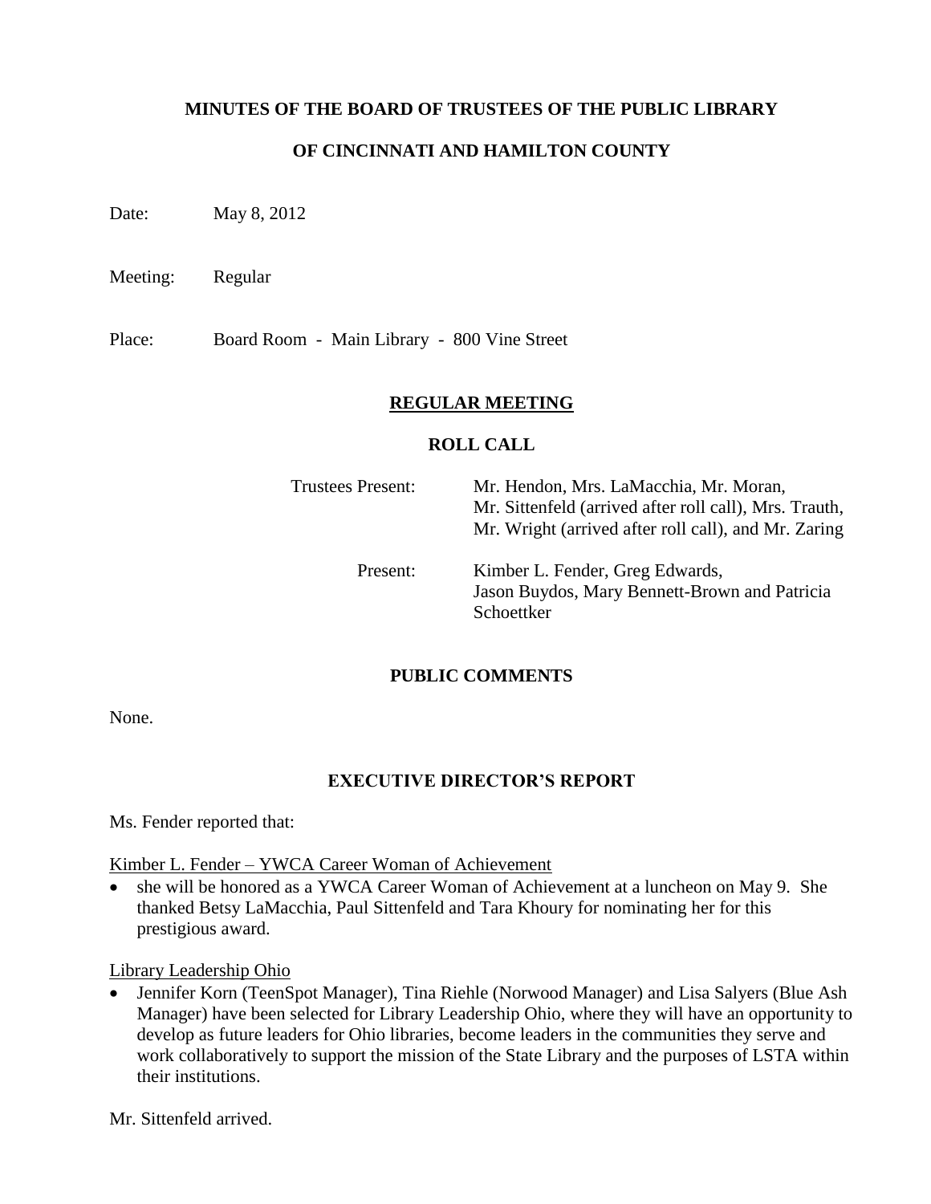# MINUTES OF THE BOARD OF TRUSTEES OF THE PUBLIC LIBRARY

# OF CINCINNATI AND HAMILTON COUNTY

Date: May 8, 2012

Meeting: Regular

Place: Board Room - Main Library - 800 Vine Street

## REGULAR MEETING

### ROLL CALL

Trustees Present: Mr. Hendon, Mrs. LaMacchia, Mr. Moran, Mr. Sittenfeld (arrived after roll call), Mrs. Trauth, Mr. Wright (arrived after roll call), and Mr. Zaring

Present: Kimber L. Fender, Greg Edwards, Jason Buydos, Mary Bennett-Brown and Patricia Schoettker

### PUBLIC COMMENTS

None.

### EXECUTIVE DIRECTOR'S REPORT

Ms. Fender reported that:

Kimber L. Fender – YWCA Career Woman of Achievement

- she will be honored as a YWCA Career Woman of Achievement at a luncheon on May 9. She thanked Betsy LaMacchia, Paul Sittenfeld and Tara Khoury for nominating her for this prestigious award.

Library Leadership Ohio

- Jennifer Korn (TeenSpot Manager), Tina Riehle (Norwood Manager) and Lisa Salyers (Blue Ash Manager) have been selected for Library Leadership Ohio, where they will have an opportunity to develop as future leaders for Ohio libraries, become leaders in the communities they serve and work collaboratively to support the mission of the State Library and the purposes of LSTA within their institutions.

Mr. Sittenfeld arrived.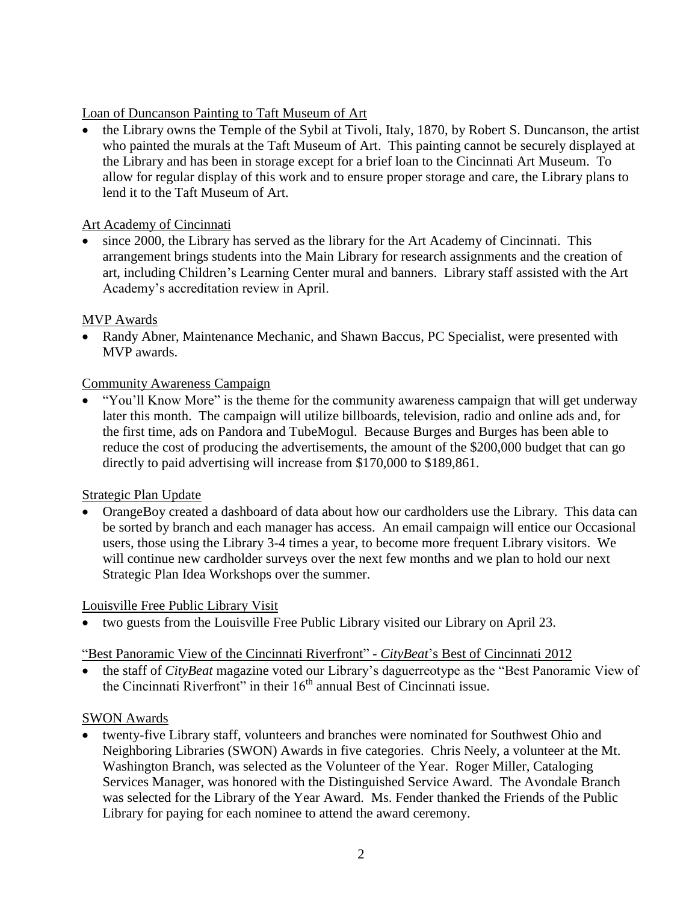Loan of Duncanson Painting to Taft Museum of Art

- the Library owns the Temple of the Sybil at Tivoli, Italy, 1870, by Robert S. Duncanson, the artist who painted the murals at the Taft Museum of Art. This painting cannot be securely displayed at the Library and has been in storage except for a brief loan to the Cincinnati Art Museum. To allow for regular display of this work and to ensure proper storage and care, the Library plans to lend it to the Taft Museum of Art.

Art Academy of Cincinnati

- since 2000, the Library has served as the library for the Art Academy of Cincinnati. This arrangement brings students into the Main Library for research assignments and the creation of art, including Children's Learning Center mural and banners. Library staff assisted with the Art Academy's accreditation review in April.

MVP Awards

- Randy Abner, Maintenance Mechanic, and Shawn Baccus, PC Specialist, were presented with MVP awards.

Community Awareness Campaign

- "You'll Know More" is the theme for the community awareness campaign that will get underway later this month. The campaign will utilize billboards, television, radio and online ads and, for the first time, ads on Pandora and TubeMogul. Because Burges and Burges has been able to reduce the cost of producing the advertisements, the amount of the $200,000 budget that can go directly to paid advertising will increase from $170,000 to $189,861.

Strategic Plan Update

- OrangeBoy created a dashboard of data about how our cardholders use the Library. This data can be sorted by branch and each manager has access. An email campaign will entice our Occasional users, those using the Library 3-4 times a year, to become more frequent Library visitors. We will continue new cardholder surveys over the next few months and we plan to hold our next Strategic Plan Idea Workshops over the summer.

Louisville Free Public Library Visit

- two guests from the Louisville Free Public Library visited our Library on April 23.

"Best Panoramic View of the Cincinnati Riverfront" - *CityBeat*'s Best of Cincinnati 2012

- the staff of *CityBeat* magazine voted our Library's daguerreotype as the "Best Panoramic View of the Cincinnati Riverfront" in their 16th annual Best of Cincinnati issue.

SWON Awards

- twenty-five Library staff, volunteers and branches were nominated for Southwest Ohio and Neighboring Libraries (SWON) Awards in five categories. Chris Neely, a volunteer at the Mt. Washington Branch, was selected as the Volunteer of the Year. Roger Miller, Cataloging Services Manager, was honored with the Distinguished Service Award. The Avondale Branch was selected for the Library of the Year Award. Ms. Fender thanked the Friends of the Public Library for paying for each nominee to attend the award ceremony.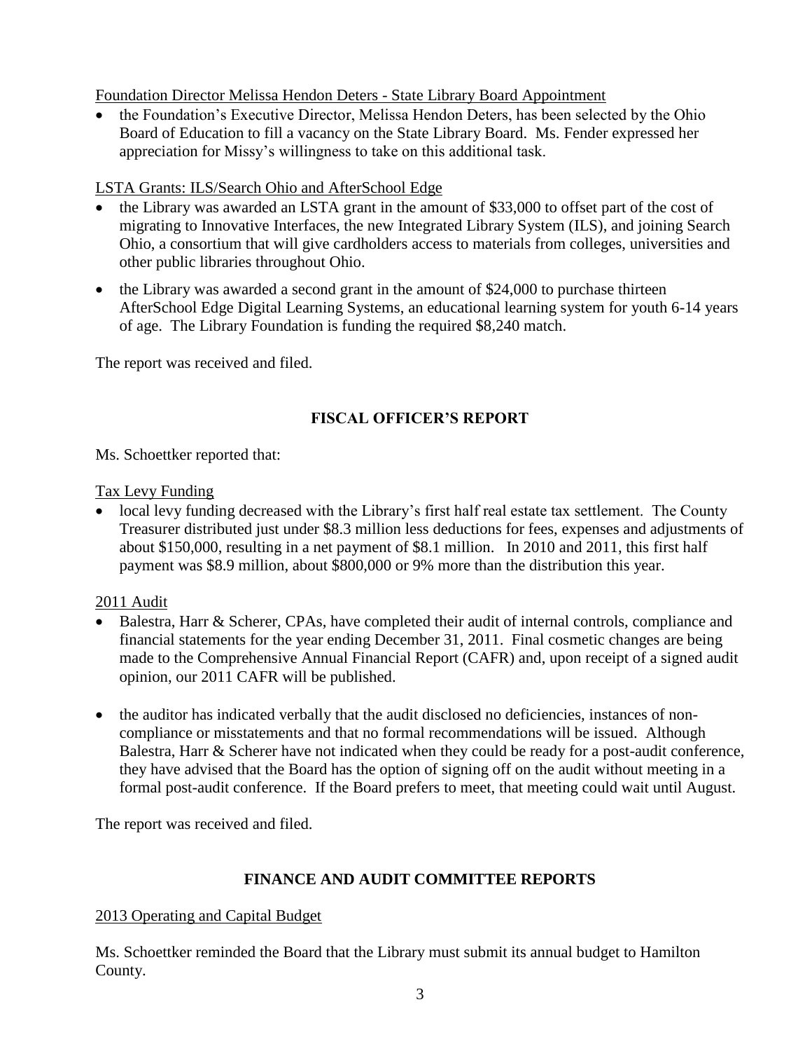Foundation Director Melissa Hendon Deters - State Library Board Appointment

- the Foundation's Executive Director, Melissa Hendon Deters, has been selected by the Ohio Board of Education to fill a vacancy on the State Library Board. Ms. Fender expressed her appreciation for Missy's willingness to take on this additional task.

LSTA Grants: ILS/Search Ohio and AfterSchool Edge

- the Library was awarded an LSTA grant in the amount of $33,000 to offset part of the cost of migrating to Innovative Interfaces, the new Integrated Library System (ILS), and joining Search Ohio, a consortium that will give cardholders access to materials from colleges, universities and other public libraries throughout Ohio.
- the Library was awarded a second grant in the amount of $24,000 to purchase thirteen AfterSchool Edge Digital Learning Systems, an educational learning system for youth 6-14 years of age. The Library Foundation is funding the required $8,240 match.

The report was received and filed.

## FISCAL OFFICER'S REPORT

Ms. Schoettker reported that:

Tax Levy Funding

- local levy funding decreased with the Library's first half real estate tax settlement. The County Treasurer distributed just under $8.3 million less deductions for fees, expenses and adjustments of about $150,000, resulting in a net payment of $8.1 million. In 2010 and 2011, this first half payment was $8.9 million, about $800,000 or 9% more than the distribution this year.

2011 Audit

- Balestra, Harr & Scherer, CPAs, have completed their audit of internal controls, compliance and financial statements for the year ending December 31, 2011. Final cosmetic changes are being made to the Comprehensive Annual Financial Report (CAFR) and, upon receipt of a signed audit opinion, our 2011 CAFR will be published.
- the auditor has indicated verbally that the audit disclosed no deficiencies, instances of non-compliance or misstatements and that no formal recommendations will be issued. Although Balestra, Harr & Scherer have not indicated when they could be ready for a post-audit conference, they have advised that the Board has the option of signing off on the audit without meeting in a formal post-audit conference. If the Board prefers to meet, that meeting could wait until August.

The report was received and filed.

## FINANCE AND AUDIT COMMITTEE REPORTS

2013 Operating and Capital Budget

Ms. Schoettker reminded the Board that the Library must submit its annual budget to Hamilton County.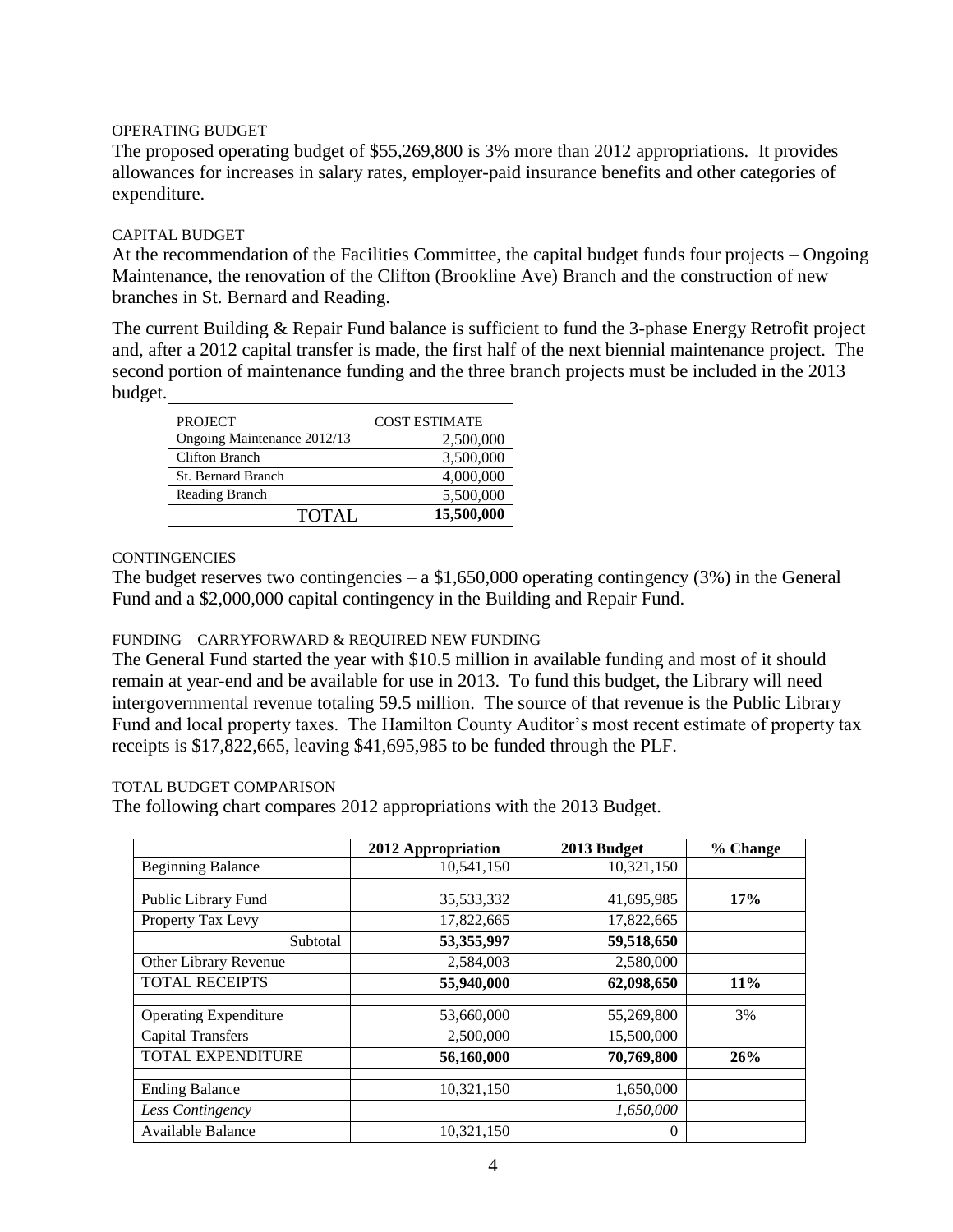### OPERATING BUDGET

The proposed operating budget of $55,269,800 is 3% more than 2012 appropriations. It provides allowances for increases in salary rates, employer-paid insurance benefits and other categories of expenditure.

### CAPITAL BUDGET

At the recommendation of the Facilities Committee, the capital budget funds four projects – Ongoing Maintenance, the renovation of the Clifton (Brookline Ave) Branch and the construction of new branches in St. Bernard and Reading.

The current Building & Repair Fund balance is sufficient to fund the 3-phase Energy Retrofit project and, after a 2012 capital transfer is made, the first half of the next biennial maintenance project. The second portion of maintenance funding and the three branch projects must be included in the 2013 budget.

| PROJECT | COST ESTIMATE |
|---|---|
| Ongoing Maintenance 2012/13 | 2,500,000 |
| Clifton Branch | 3,500,000 |
| St. Bernard Branch | 4,000,000 |
| Reading Branch | 5,500,000 |
| TOTAL | **15,500,000** |

### CONTINGENCIES

The budget reserves two contingencies – a $1,650,000 operating contingency (3%) in the General Fund and a $2,000,000 capital contingency in the Building and Repair Fund.

### FUNDING – CARRYFORWARD & REQUIRED NEW FUNDING

The General Fund started the year with $10.5 million in available funding and most of it should remain at year-end and be available for use in 2013. To fund this budget, the Library will need intergovernmental revenue totaling 59.5 million. The source of that revenue is the Public Library Fund and local property taxes. The Hamilton County Auditor's most recent estimate of property tax receipts is $17,822,665, leaving $41,695,985 to be funded through the PLF.

### TOTAL BUDGET COMPARISON

The following chart compares 2012 appropriations with the 2013 Budget.

| | 2012 Appropriation | 2013 Budget | % Change |
|---|---|---|---|
| Beginning Balance | 10,541,150 | 10,321,150 | |
| | | | |
| Public Library Fund | 35,533,332 | 41,695,985 | **17%** |
| Property Tax Levy | 17,822,665 | 17,822,665 | |
| Subtotal | **53,355,997** | **59,518,650** | |
| Other Library Revenue | 2,584,003 | 2,580,000 | |
| TOTAL RECEIPTS | **55,940,000** | **62,098,650** | **11%** |
| | | | |
| Operating Expenditure | 53,660,000 | 55,269,800 | 3% |
| Capital Transfers | 2,500,000 | 15,500,000 | |
| TOTAL EXPENDITURE | **56,160,000** | **70,769,800** | **26%** |
| | | | |
| Ending Balance | 10,321,150 | 1,650,000 | |
| *Less Contingency* | | *1,650,000* | |
| Available Balance | 10,321,150 | 0 | |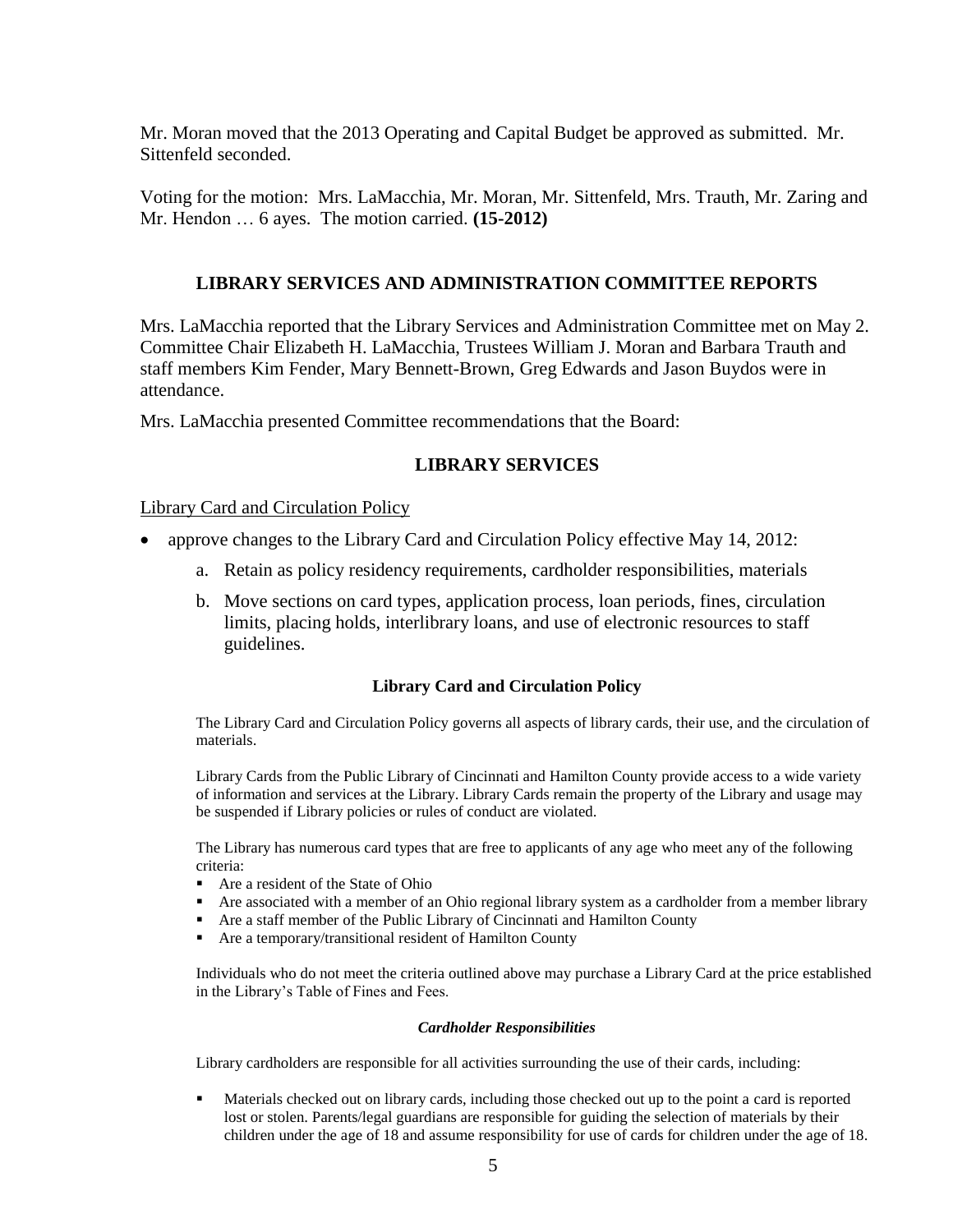Mr. Moran moved that the 2013 Operating and Capital Budget be approved as submitted. Mr. Sittenfeld seconded.

Voting for the motion: Mrs. LaMacchia, Mr. Moran, Mr. Sittenfeld, Mrs. Trauth, Mr. Zaring and Mr. Hendon … 6 ayes. The motion carried. **(15-2012)**

## LIBRARY SERVICES AND ADMINISTRATION COMMITTEE REPORTS

Mrs. LaMacchia reported that the Library Services and Administration Committee met on May 2. Committee Chair Elizabeth H. LaMacchia, Trustees William J. Moran and Barbara Trauth and staff members Kim Fender, Mary Bennett-Brown, Greg Edwards and Jason Buydos were in attendance.

Mrs. LaMacchia presented Committee recommendations that the Board:

## LIBRARY SERVICES

Library Card and Circulation Policy

- approve changes to the Library Card and Circulation Policy effective May 14, 2012:
    a. Retain as policy residency requirements, cardholder responsibilities, materials
    b. Move sections on card types, application process, loan periods, fines, circulation limits, placing holds, interlibrary loans, and use of electronic resources to staff guidelines.

### Library Card and Circulation Policy

The Library Card and Circulation Policy governs all aspects of library cards, their use, and the circulation of materials.

Library Cards from the Public Library of Cincinnati and Hamilton County provide access to a wide variety of information and services at the Library. Library Cards remain the property of the Library and usage may be suspended if Library policies or rules of conduct are violated.

The Library has numerous card types that are free to applicants of any age who meet any of the following criteria:

- Are a resident of the State of Ohio
- Are associated with a member of an Ohio regional library system as a cardholder from a member library
- Are a staff member of the Public Library of Cincinnati and Hamilton County
- Are a temporary/transitional resident of Hamilton County

Individuals who do not meet the criteria outlined above may purchase a Library Card at the price established in the Library's Table of Fines and Fees.

#### *Cardholder Responsibilities*

Library cardholders are responsible for all activities surrounding the use of their cards, including:

- Materials checked out on library cards, including those checked out up to the point a card is reported lost or stolen. Parents/legal guardians are responsible for guiding the selection of materials by their children under the age of 18 and assume responsibility for use of cards for children under the age of 18.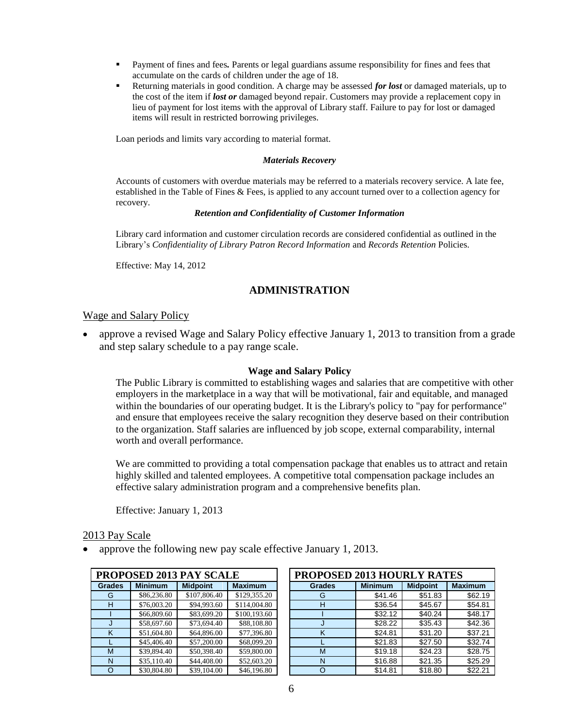- Payment of fines and fees**.** Parents or legal guardians assume responsibility for fines and fees that accumulate on the cards of children under the age of 18.
- Returning materials in good condition. A charge may be assessed ***for lost*** or damaged materials, up to the cost of the item if ***lost or*** damaged beyond repair. Customers may provide a replacement copy in lieu of payment for lost items with the approval of Library staff. Failure to pay for lost or damaged items will result in restricted borrowing privileges.

Loan periods and limits vary according to material format.

***Materials Recovery***

Accounts of customers with overdue materials may be referred to a materials recovery service. A late fee, established in the Table of Fines & Fees, is applied to any account turned over to a collection agency for recovery.

***Retention and Confidentiality of Customer Information***

Library card information and customer circulation records are considered confidential as outlined in the Library's *Confidentiality of Library Patron Record Information* and *Records Retention* Policies.

Effective: May 14, 2012

## ADMINISTRATION

### Wage and Salary Policy

- approve a revised Wage and Salary Policy effective January 1, 2013 to transition from a grade and step salary schedule to a pay range scale.

**Wage and Salary Policy**

The Public Library is committed to establishing wages and salaries that are competitive with other employers in the marketplace in a way that will be motivational, fair and equitable, and managed within the boundaries of our operating budget. It is the Library's policy to "pay for performance" and ensure that employees receive the salary recognition they deserve based on their contribution to the organization. Staff salaries are influenced by job scope, external comparability, internal worth and overall performance.

We are committed to providing a total compensation package that enables us to attract and retain highly skilled and talented employees. A competitive total compensation package includes an effective salary administration program and a comprehensive benefits plan.

Effective: January 1, 2013

### 2013 Pay Scale

- approve the following new pay scale effective January 1, 2013.

**PROPOSED 2013 PAY SCALE**

| Grades | Minimum | Midpoint | Maximum |
|---|---|---|---|
| G | $86,236.80 | $107,806.40 | $129,355.20 |
| H | $76,003.20 | $94,993.60 | $114,004.80 |
| I | $66,809.60 | $83,699.20 | $100,193.60 |
| J | $58,697.60 | $73,694.40 | $88,108.80 |
| K | $51,604.80 | $64,896.00 | $77,396.80 |
| L | $45,406.40 | $57,200.00 | $68,099.20 |
| M | $39,894.40 | $50,398.40 | $59,800.00 |
| N | $35,110.40 | $44,408.00 | $52,603.20 |
| O | $30,804.80 | $39,104.00 | $46,196.80 |

**PROPOSED 2013 HOURLY RATES**

| Grades | Minimum | Midpoint | Maximum |
|---|---|---|---|
| G | $41.46 | $51.83 | $62.19 |
| H | $36.54 | $45.67 | $54.81 |
| I | $32.12 | $40.24 | $48.17 |
| J | $28.22 | $35.43 | $42.36 |
| K | $24.81 | $31.20 | $37.21 |
| L | $21.83 | $27.50 | $32.74 |
| M | $19.18 | $24.23 | $28.75 |
| N | $16.88 | $21.35 | $25.29 |
| O | $14.81 | $18.80 | $22.21 |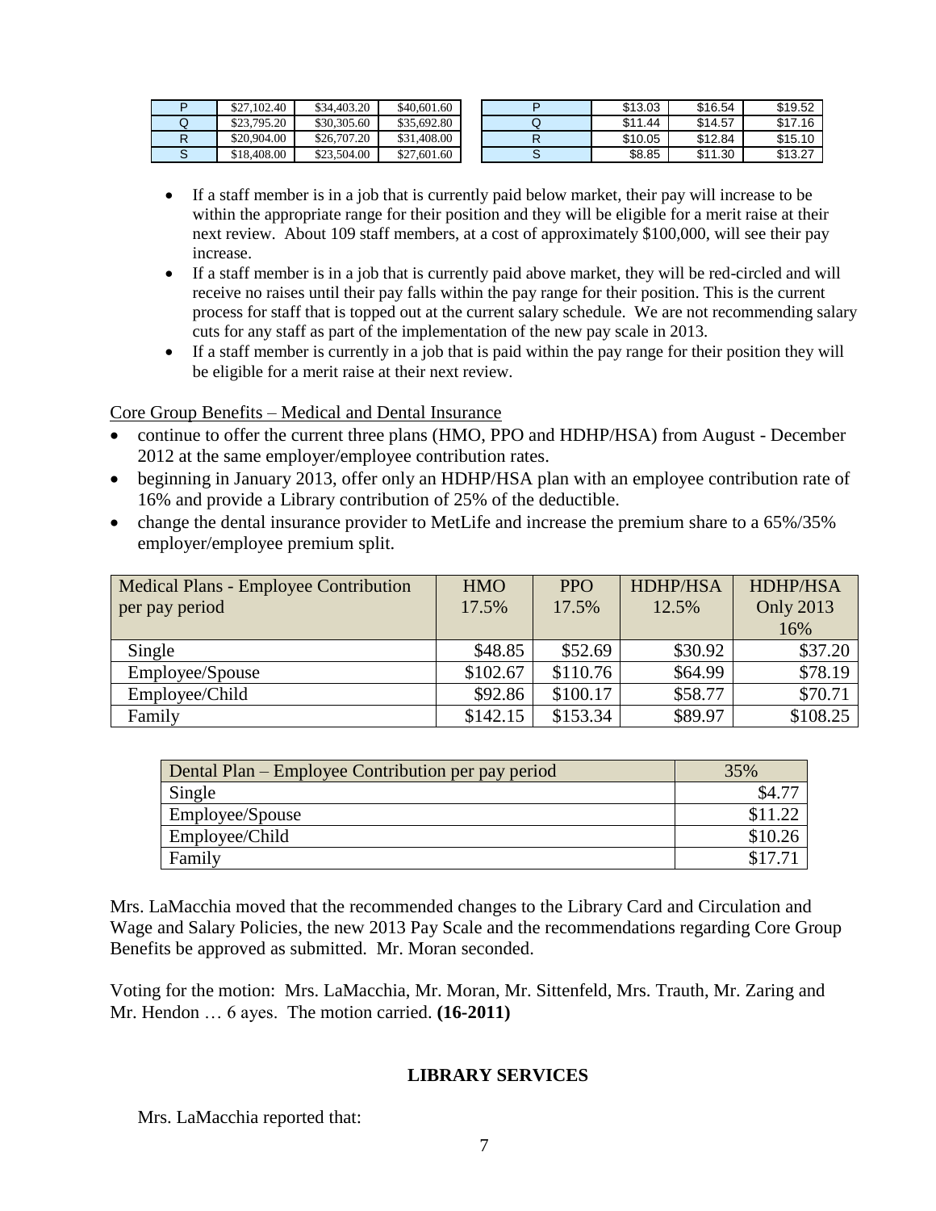| P | $27,102.40 | $34,403.20 | $40,601.60 |
|---|---|---|---|
| Q | $23,795.20 | $30,305.60 | $35,692.80 |
| R | $20,904.00 | $26,707.20 | $31,408.00 |
| S | $18,408.00 | $23,504.00 | $27,601.60 |

| P | $13.03 | $16.54 | $19.52 |
|---|---|---|---|
| Q | $11.44 | $14.57 | $17.16 |
| R | $10.05 | $12.84 | $15.10 |
| S | $8.85 | $11.30 | $13.27 |

- If a staff member is in a job that is currently paid below market, their pay will increase to be within the appropriate range for their position and they will be eligible for a merit raise at their next review. About 109 staff members, at a cost of approximately $100,000, will see their pay increase.
- If a staff member is in a job that is currently paid above market, they will be red-circled and will receive no raises until their pay falls within the pay range for their position. This is the current process for staff that is topped out at the current salary schedule. We are not recommending salary cuts for any staff as part of the implementation of the new pay scale in 2013.
- If a staff member is currently in a job that is paid within the pay range for their position they will be eligible for a merit raise at their next review.

Core Group Benefits – Medical and Dental Insurance

- continue to offer the current three plans (HMO, PPO and HDHP/HSA) from August - December 2012 at the same employer/employee contribution rates.
- beginning in January 2013, offer only an HDHP/HSA plan with an employee contribution rate of 16% and provide a Library contribution of 25% of the deductible.
- change the dental insurance provider to MetLife and increase the premium share to a 65%/35% employer/employee premium split.

| Medical Plans - Employee Contribution per pay period | HMO 17.5% | PPO 17.5% | HDHP/HSA 12.5% | HDHP/HSA Only 2013 16% |
|---|---|---|---|---|
| Single | $48.85 | $52.69 | $30.92 | $37.20 |
| Employee/Spouse | $102.67 | $110.76 | $64.99 | $78.19 |
| Employee/Child | $92.86 | $100.17 | $58.77 | $70.71 |
| Family | $142.15 | $153.34 | $89.97 | $108.25 |

| Dental Plan – Employee Contribution per pay period | 35% |
|---|---|
| Single | $4.77 |
| Employee/Spouse | $11.22 |
| Employee/Child | $10.26 |
| Family | $17.71 |

Mrs. LaMacchia moved that the recommended changes to the Library Card and Circulation and Wage and Salary Policies, the new 2013 Pay Scale and the recommendations regarding Core Group Benefits be approved as submitted. Mr. Moran seconded.

Voting for the motion: Mrs. LaMacchia, Mr. Moran, Mr. Sittenfeld, Mrs. Trauth, Mr. Zaring and Mr. Hendon … 6 ayes. The motion carried. **(16-2011)**

## LIBRARY SERVICES

Mrs. LaMacchia reported that: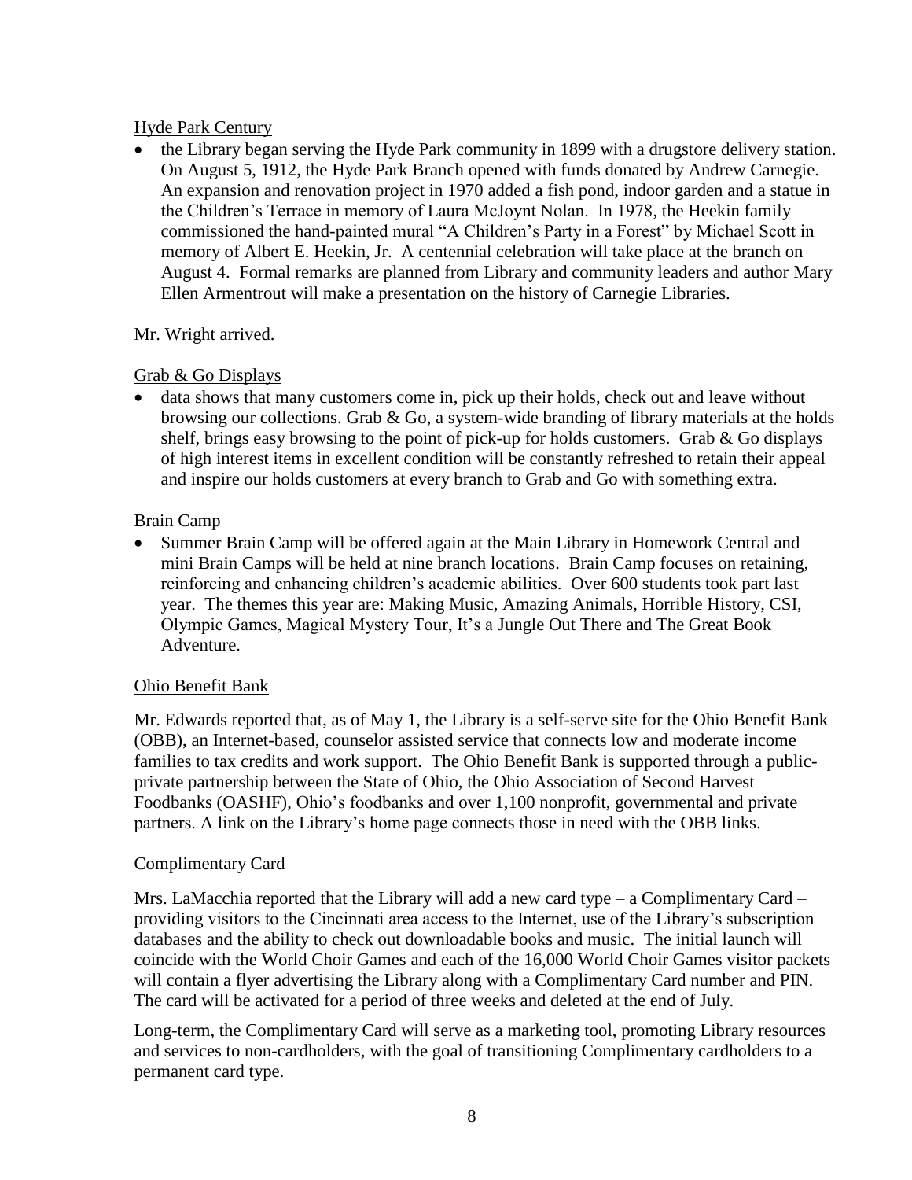Hyde Park Century

- the Library began serving the Hyde Park community in 1899 with a drugstore delivery station. On August 5, 1912, the Hyde Park Branch opened with funds donated by Andrew Carnegie. An expansion and renovation project in 1970 added a fish pond, indoor garden and a statue in the Children's Terrace in memory of Laura McJoynt Nolan. In 1978, the Heekin family commissioned the hand-painted mural "A Children's Party in a Forest" by Michael Scott in memory of Albert E. Heekin, Jr. A centennial celebration will take place at the branch on August 4. Formal remarks are planned from Library and community leaders and author Mary Ellen Armentrout will make a presentation on the history of Carnegie Libraries.

Mr. Wright arrived.

Grab & Go Displays

- data shows that many customers come in, pick up their holds, check out and leave without browsing our collections. Grab & Go, a system-wide branding of library materials at the holds shelf, brings easy browsing to the point of pick-up for holds customers. Grab & Go displays of high interest items in excellent condition will be constantly refreshed to retain their appeal and inspire our holds customers at every branch to Grab and Go with something extra.

Brain Camp

- Summer Brain Camp will be offered again at the Main Library in Homework Central and mini Brain Camps will be held at nine branch locations. Brain Camp focuses on retaining, reinforcing and enhancing children's academic abilities. Over 600 students took part last year. The themes this year are: Making Music, Amazing Animals, Horrible History, CSI, Olympic Games, Magical Mystery Tour, It's a Jungle Out There and The Great Book Adventure.

Ohio Benefit Bank

Mr. Edwards reported that, as of May 1, the Library is a self-serve site for the Ohio Benefit Bank (OBB), an Internet-based, counselor assisted service that connects low and moderate income families to tax credits and work support. The Ohio Benefit Bank is supported through a public-private partnership between the State of Ohio, the Ohio Association of Second Harvest Foodbanks (OASHF), Ohio's foodbanks and over 1,100 nonprofit, governmental and private partners. A link on the Library's home page connects those in need with the OBB links.

Complimentary Card

Mrs. LaMacchia reported that the Library will add a new card type – a Complimentary Card – providing visitors to the Cincinnati area access to the Internet, use of the Library's subscription databases and the ability to check out downloadable books and music. The initial launch will coincide with the World Choir Games and each of the 16,000 World Choir Games visitor packets will contain a flyer advertising the Library along with a Complimentary Card number and PIN. The card will be activated for a period of three weeks and deleted at the end of July.

Long-term, the Complimentary Card will serve as a marketing tool, promoting Library resources and services to non-cardholders, with the goal of transitioning Complimentary cardholders to a permanent card type.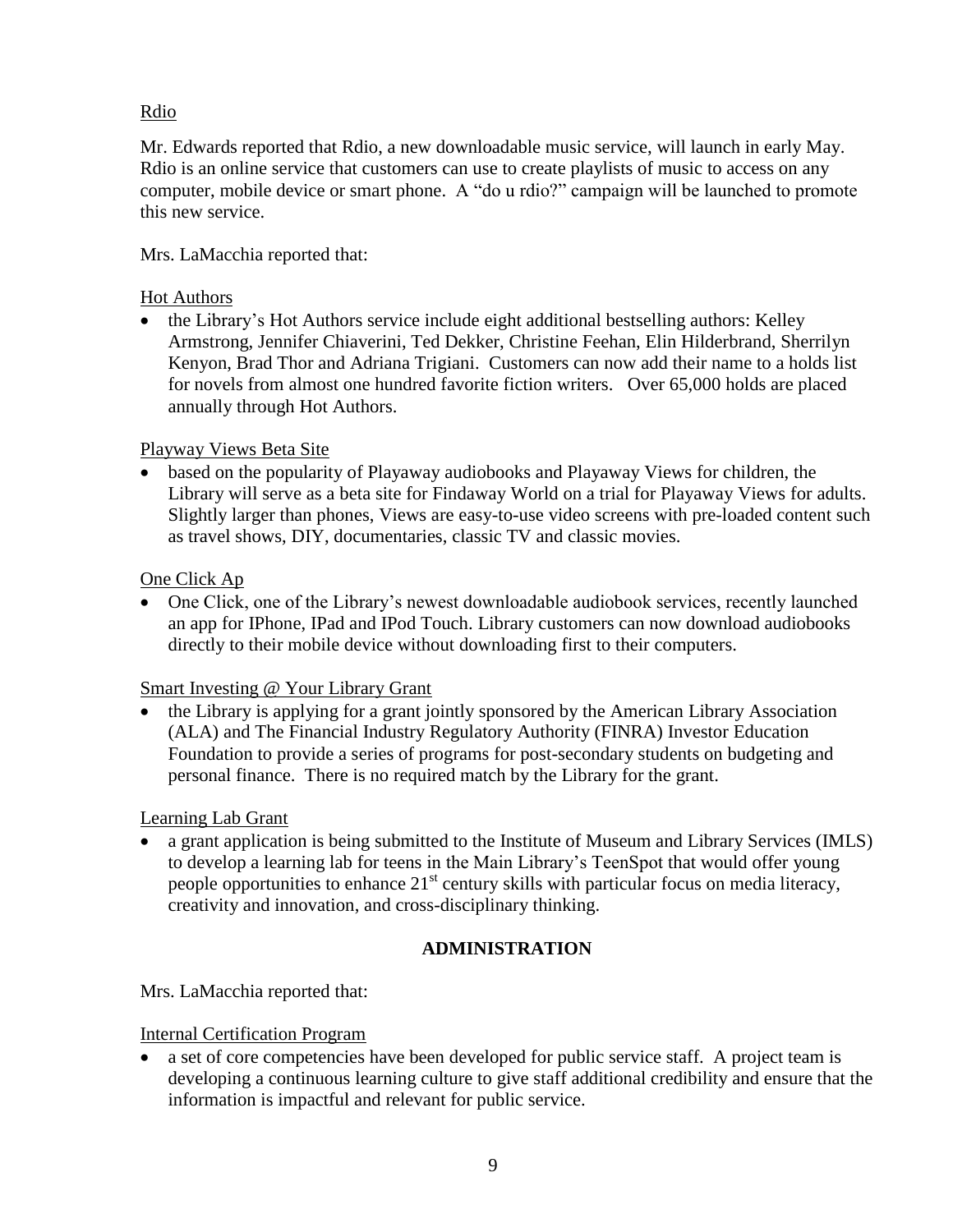Rdio

Mr. Edwards reported that Rdio, a new downloadable music service, will launch in early May. Rdio is an online service that customers can use to create playlists of music to access on any computer, mobile device or smart phone. A "do u rdio?" campaign will be launched to promote this new service.

Mrs. LaMacchia reported that:

Hot Authors

- the Library's Hot Authors service include eight additional bestselling authors: Kelley Armstrong, Jennifer Chiaverini, Ted Dekker, Christine Feehan, Elin Hilderbrand, Sherrilyn Kenyon, Brad Thor and Adriana Trigiani. Customers can now add their name to a holds list for novels from almost one hundred favorite fiction writers. Over 65,000 holds are placed annually through Hot Authors.

Playway Views Beta Site

- based on the popularity of Playaway audiobooks and Playaway Views for children, the Library will serve as a beta site for Findaway World on a trial for Playaway Views for adults. Slightly larger than phones, Views are easy-to-use video screens with pre-loaded content such as travel shows, DIY, documentaries, classic TV and classic movies.

One Click Ap

- One Click, one of the Library's newest downloadable audiobook services, recently launched an app for IPhone, IPad and IPod Touch. Library customers can now download audiobooks directly to their mobile device without downloading first to their computers.

Smart Investing @ Your Library Grant

- the Library is applying for a grant jointly sponsored by the American Library Association (ALA) and The Financial Industry Regulatory Authority (FINRA) Investor Education Foundation to provide a series of programs for post-secondary students on budgeting and personal finance. There is no required match by the Library for the grant.

Learning Lab Grant

- a grant application is being submitted to the Institute of Museum and Library Services (IMLS) to develop a learning lab for teens in the Main Library's TeenSpot that would offer young people opportunities to enhance 21st century skills with particular focus on media literacy, creativity and innovation, and cross-disciplinary thinking.

## ADMINISTRATION

Mrs. LaMacchia reported that:

Internal Certification Program

- a set of core competencies have been developed for public service staff. A project team is developing a continuous learning culture to give staff additional credibility and ensure that the information is impactful and relevant for public service.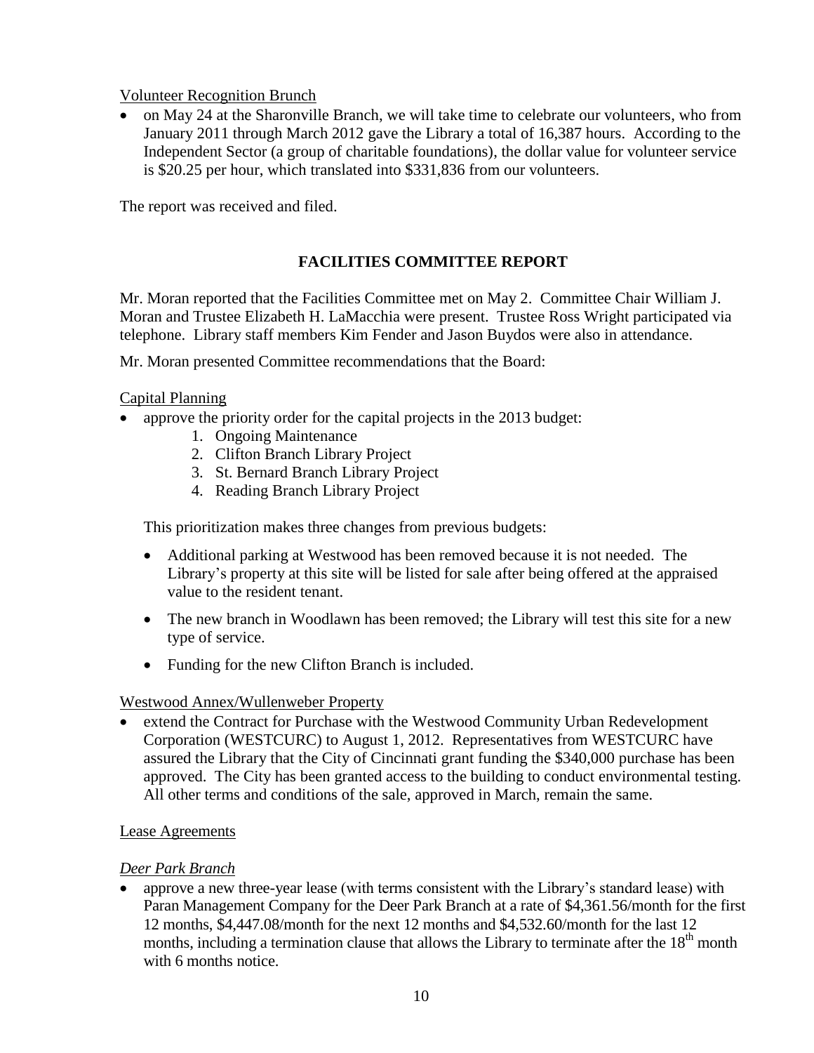Volunteer Recognition Brunch

- on May 24 at the Sharonville Branch, we will take time to celebrate our volunteers, who from January 2011 through March 2012 gave the Library a total of 16,387 hours. According to the Independent Sector (a group of charitable foundations), the dollar value for volunteer service is $20.25 per hour, which translated into $331,836 from our volunteers.

The report was received and filed.

## FACILITIES COMMITTEE REPORT

Mr. Moran reported that the Facilities Committee met on May 2. Committee Chair William J. Moran and Trustee Elizabeth H. LaMacchia were present. Trustee Ross Wright participated via telephone. Library staff members Kim Fender and Jason Buydos were also in attendance.

Mr. Moran presented Committee recommendations that the Board:

Capital Planning

- approve the priority order for the capital projects in the 2013 budget:
    1. Ongoing Maintenance
    2. Clifton Branch Library Project
    3. St. Bernard Branch Library Project
    4. Reading Branch Library Project

  This prioritization makes three changes from previous budgets:

    - Additional parking at Westwood has been removed because it is not needed. The Library's property at this site will be listed for sale after being offered at the appraised value to the resident tenant.
    - The new branch in Woodlawn has been removed; the Library will test this site for a new type of service.
    - Funding for the new Clifton Branch is included.

Westwood Annex/Wullenweber Property

- extend the Contract for Purchase with the Westwood Community Urban Redevelopment Corporation (WESTCURC) to August 1, 2012. Representatives from WESTCURC have assured the Library that the City of Cincinnati grant funding the $340,000 purchase has been approved. The City has been granted access to the building to conduct environmental testing. All other terms and conditions of the sale, approved in March, remain the same.

Lease Agreements

*Deer Park Branch*

- approve a new three-year lease (with terms consistent with the Library's standard lease) with Paran Management Company for the Deer Park Branch at a rate of $4,361.56/month for the first 12 months, $4,447.08/month for the next 12 months and $4,532.60/month for the last 12 months, including a termination clause that allows the Library to terminate after the 18th month with 6 months notice.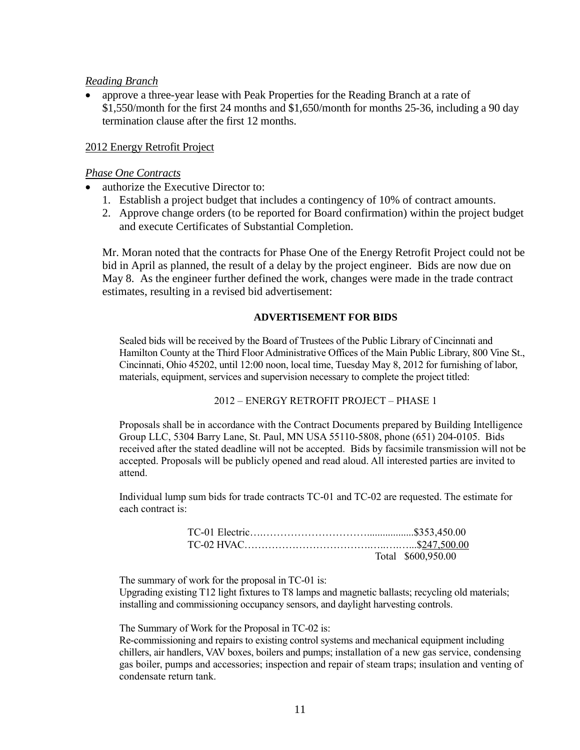*Reading Branch*

- approve a three-year lease with Peak Properties for the Reading Branch at a rate of $1,550/month for the first 24 months and $1,650/month for months 25-36, including a 90 day termination clause after the first 12 months.

2012 Energy Retrofit Project

*Phase One Contracts*

- authorize the Executive Director to:
  1. Establish a project budget that includes a contingency of 10% of contract amounts.
  2. Approve change orders (to be reported for Board confirmation) within the project budget and execute Certificates of Substantial Completion.

Mr. Moran noted that the contracts for Phase One of the Energy Retrofit Project could not be bid in April as planned, the result of a delay by the project engineer. Bids are now due on May 8. As the engineer further defined the work, changes were made in the trade contract estimates, resulting in a revised bid advertisement:

**ADVERTISEMENT FOR BIDS**

Sealed bids will be received by the Board of Trustees of the Public Library of Cincinnati and Hamilton County at the Third Floor Administrative Offices of the Main Public Library, 800 Vine St., Cincinnati, Ohio 45202, until 12:00 noon, local time, Tuesday May 8, 2012 for furnishing of labor, materials, equipment, services and supervision necessary to complete the project titled:

2012 – ENERGY RETROFIT PROJECT – PHASE 1

Proposals shall be in accordance with the Contract Documents prepared by Building Intelligence Group LLC, 5304 Barry Lane, St. Paul, MN USA 55110-5808, phone (651) 204-0105. Bids received after the stated deadline will not be accepted. Bids by facsimile transmission will not be accepted. Proposals will be publicly opened and read aloud. All interested parties are invited to attend.

Individual lump sum bids for trade contracts TC-01 and TC-02 are requested. The estimate for each contract is:

| | |
|---|---|
| TC-01 Electric | $353,450.00 |
| TC-02 HVAC | $247,500.00 |
| Total | $600,950.00 |

The summary of work for the proposal in TC-01 is:
Upgrading existing T12 light fixtures to T8 lamps and magnetic ballasts; recycling old materials; installing and commissioning occupancy sensors, and daylight harvesting controls.

The Summary of Work for the Proposal in TC-02 is:
Re-commissioning and repairs to existing control systems and mechanical equipment including chillers, air handlers, VAV boxes, boilers and pumps; installation of a new gas service, condensing gas boiler, pumps and accessories; inspection and repair of steam traps; insulation and venting of condensate return tank.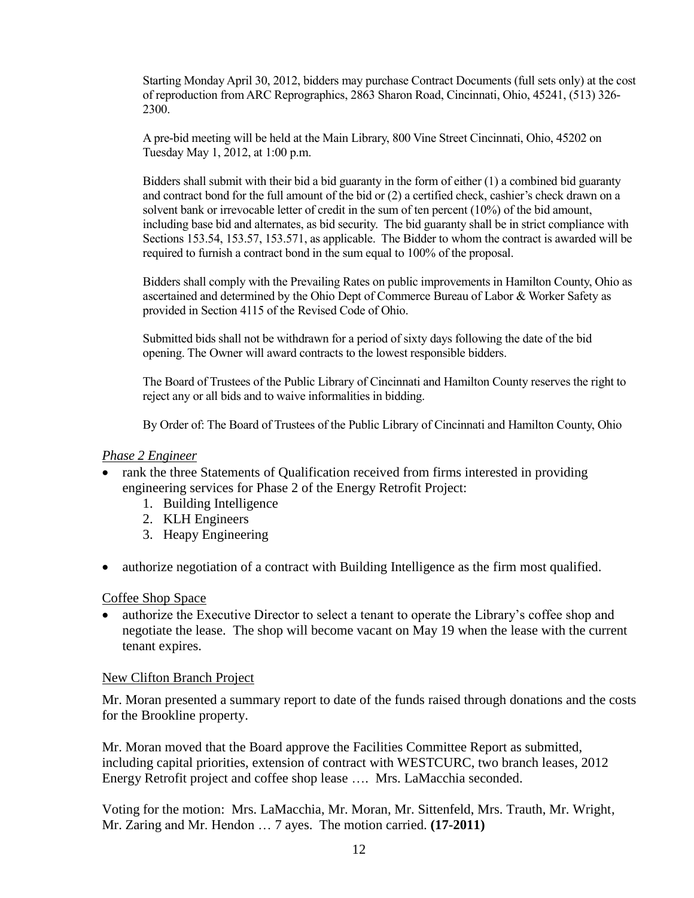Starting Monday April 30, 2012, bidders may purchase Contract Documents (full sets only) at the cost of reproduction from ARC Reprographics, 2863 Sharon Road, Cincinnati, Ohio, 45241, (513) 326-2300.

A pre-bid meeting will be held at the Main Library, 800 Vine Street Cincinnati, Ohio, 45202 on Tuesday May 1, 2012, at 1:00 p.m.

Bidders shall submit with their bid a bid guaranty in the form of either (1) a combined bid guaranty and contract bond for the full amount of the bid or (2) a certified check, cashier's check drawn on a solvent bank or irrevocable letter of credit in the sum of ten percent (10%) of the bid amount, including base bid and alternates, as bid security. The bid guaranty shall be in strict compliance with Sections 153.54, 153.57, 153.571, as applicable. The Bidder to whom the contract is awarded will be required to furnish a contract bond in the sum equal to 100% of the proposal.

Bidders shall comply with the Prevailing Rates on public improvements in Hamilton County, Ohio as ascertained and determined by the Ohio Dept of Commerce Bureau of Labor & Worker Safety as provided in Section 4115 of the Revised Code of Ohio.

Submitted bids shall not be withdrawn for a period of sixty days following the date of the bid opening. The Owner will award contracts to the lowest responsible bidders.

The Board of Trustees of the Public Library of Cincinnati and Hamilton County reserves the right to reject any or all bids and to waive informalities in bidding.

By Order of: The Board of Trustees of the Public Library of Cincinnati and Hamilton County, Ohio

*Phase 2 Engineer*

- rank the three Statements of Qualification received from firms interested in providing engineering services for Phase 2 of the Energy Retrofit Project:
    1. Building Intelligence
    2. KLH Engineers
    3. Heapy Engineering
- authorize negotiation of a contract with Building Intelligence as the firm most qualified.

Coffee Shop Space

- authorize the Executive Director to select a tenant to operate the Library's coffee shop and negotiate the lease. The shop will become vacant on May 19 when the lease with the current tenant expires.

New Clifton Branch Project

Mr. Moran presented a summary report to date of the funds raised through donations and the costs for the Brookline property.

Mr. Moran moved that the Board approve the Facilities Committee Report as submitted, including capital priorities, extension of contract with WESTCURC, two branch leases, 2012 Energy Retrofit project and coffee shop lease …. Mrs. LaMacchia seconded.

Voting for the motion: Mrs. LaMacchia, Mr. Moran, Mr. Sittenfeld, Mrs. Trauth, Mr. Wright, Mr. Zaring and Mr. Hendon … 7 ayes. The motion carried. **(17-2011)**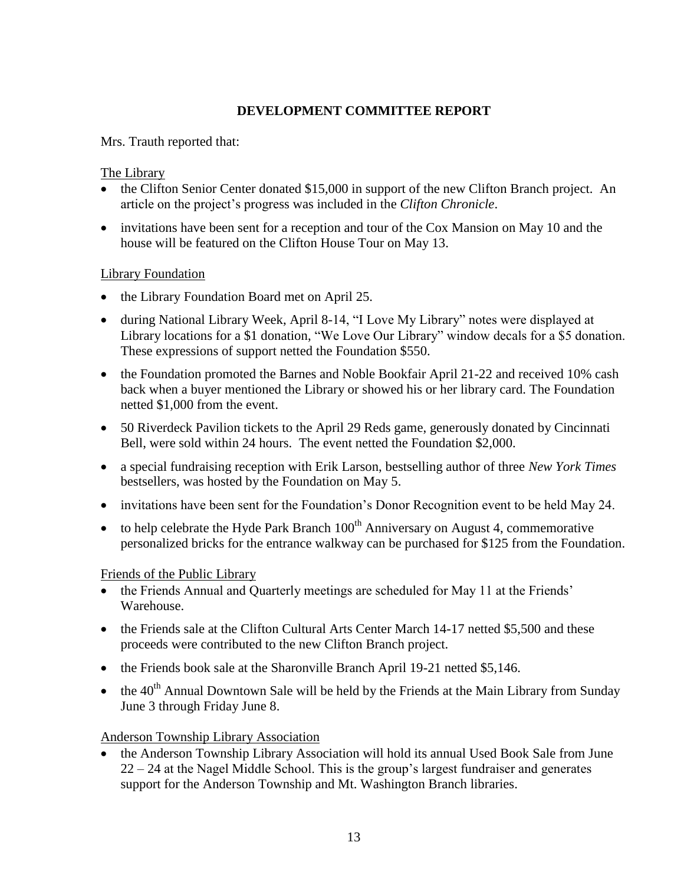## DEVELOPMENT COMMITTEE REPORT

Mrs. Trauth reported that:

The Library

- the Clifton Senior Center donated $15,000 in support of the new Clifton Branch project. An article on the project's progress was included in the *Clifton Chronicle*.
- invitations have been sent for a reception and tour of the Cox Mansion on May 10 and the house will be featured on the Clifton House Tour on May 13.

Library Foundation

- the Library Foundation Board met on April 25.
- during National Library Week, April 8-14, "I Love My Library" notes were displayed at Library locations for a $1 donation, "We Love Our Library" window decals for a $5 donation. These expressions of support netted the Foundation $550.
- the Foundation promoted the Barnes and Noble Bookfair April 21-22 and received 10% cash back when a buyer mentioned the Library or showed his or her library card. The Foundation netted $1,000 from the event.
- 50 Riverdeck Pavilion tickets to the April 29 Reds game, generously donated by Cincinnati Bell, were sold within 24 hours. The event netted the Foundation $2,000.
- a special fundraising reception with Erik Larson, bestselling author of three *New York Times* bestsellers, was hosted by the Foundation on May 5.
- invitations have been sent for the Foundation's Donor Recognition event to be held May 24.
- to help celebrate the Hyde Park Branch 100th Anniversary on August 4, commemorative personalized bricks for the entrance walkway can be purchased for $125 from the Foundation.

Friends of the Public Library

- the Friends Annual and Quarterly meetings are scheduled for May 11 at the Friends' Warehouse.
- the Friends sale at the Clifton Cultural Arts Center March 14-17 netted $5,500 and these proceeds were contributed to the new Clifton Branch project.
- the Friends book sale at the Sharonville Branch April 19-21 netted $5,146.
- the 40th Annual Downtown Sale will be held by the Friends at the Main Library from Sunday June 3 through Friday June 8.

Anderson Township Library Association

- the Anderson Township Library Association will hold its annual Used Book Sale from June 22 – 24 at the Nagel Middle School. This is the group's largest fundraiser and generates support for the Anderson Township and Mt. Washington Branch libraries.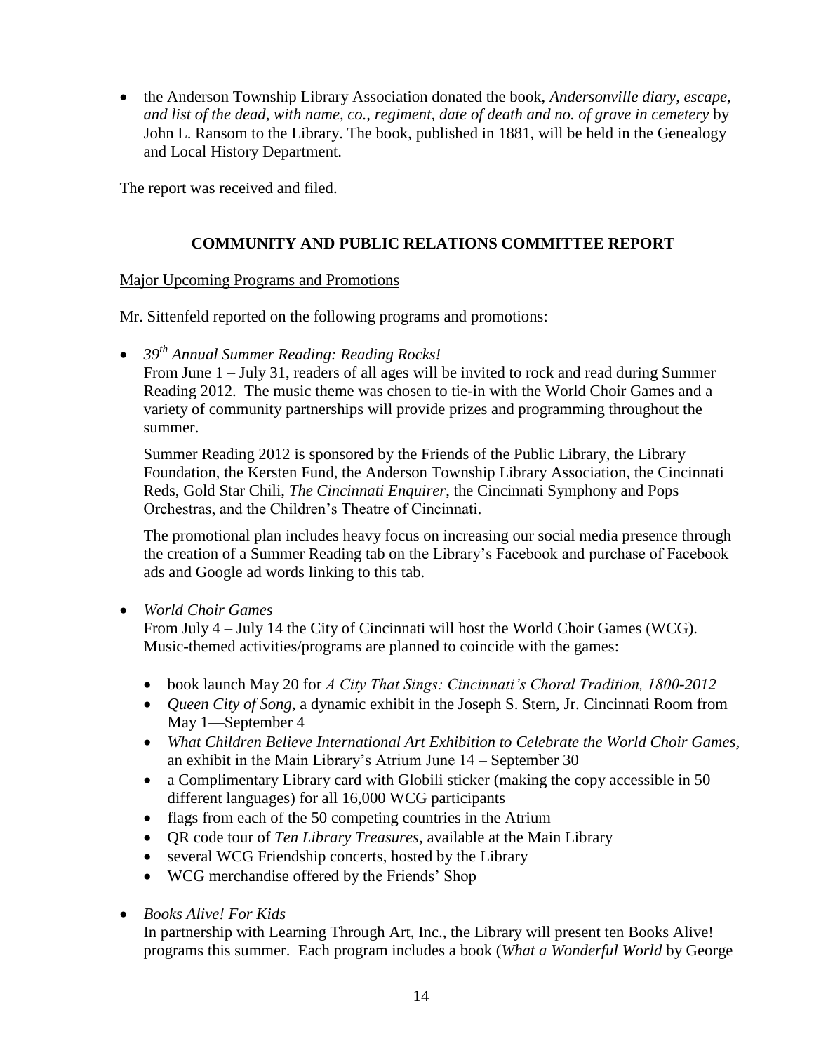- the Anderson Township Library Association donated the book, *Andersonville diary, escape, and list of the dead, with name, co., regiment, date of death and no. of grave in cemetery* by John L. Ransom to the Library. The book, published in 1881, will be held in the Genealogy and Local History Department.

The report was received and filed.

## COMMUNITY AND PUBLIC RELATIONS COMMITTEE REPORT

Major Upcoming Programs and Promotions

Mr. Sittenfeld reported on the following programs and promotions:

- *39th Annual Summer Reading: Reading Rocks!*

  From June 1 – July 31, readers of all ages will be invited to rock and read during Summer Reading 2012. The music theme was chosen to tie-in with the World Choir Games and a variety of community partnerships will provide prizes and programming throughout the summer.

  Summer Reading 2012 is sponsored by the Friends of the Public Library, the Library Foundation, the Kersten Fund, the Anderson Township Library Association, the Cincinnati Reds, Gold Star Chili, *The Cincinnati Enquirer*, the Cincinnati Symphony and Pops Orchestras, and the Children's Theatre of Cincinnati.

  The promotional plan includes heavy focus on increasing our social media presence through the creation of a Summer Reading tab on the Library's Facebook and purchase of Facebook ads and Google ad words linking to this tab.

- *World Choir Games*

  From July 4 – July 14 the City of Cincinnati will host the World Choir Games (WCG). Music-themed activities/programs are planned to coincide with the games:

  - book launch May 20 for *A City That Sings: Cincinnati's Choral Tradition, 1800-2012*
  - *Queen City of Song*, a dynamic exhibit in the Joseph S. Stern, Jr. Cincinnati Room from May 1—September 4
  - *What Children Believe International Art Exhibition to Celebrate the World Choir Games*, an exhibit in the Main Library's Atrium June 14 – September 30
  - a Complimentary Library card with Globili sticker (making the copy accessible in 50 different languages) for all 16,000 WCG participants
  - flags from each of the 50 competing countries in the Atrium
  - QR code tour of *Ten Library Treasures*, available at the Main Library
  - several WCG Friendship concerts, hosted by the Library
  - WCG merchandise offered by the Friends' Shop

- *Books Alive! For Kids*

  In partnership with Learning Through Art, Inc., the Library will present ten Books Alive! programs this summer. Each program includes a book (*What a Wonderful World* by George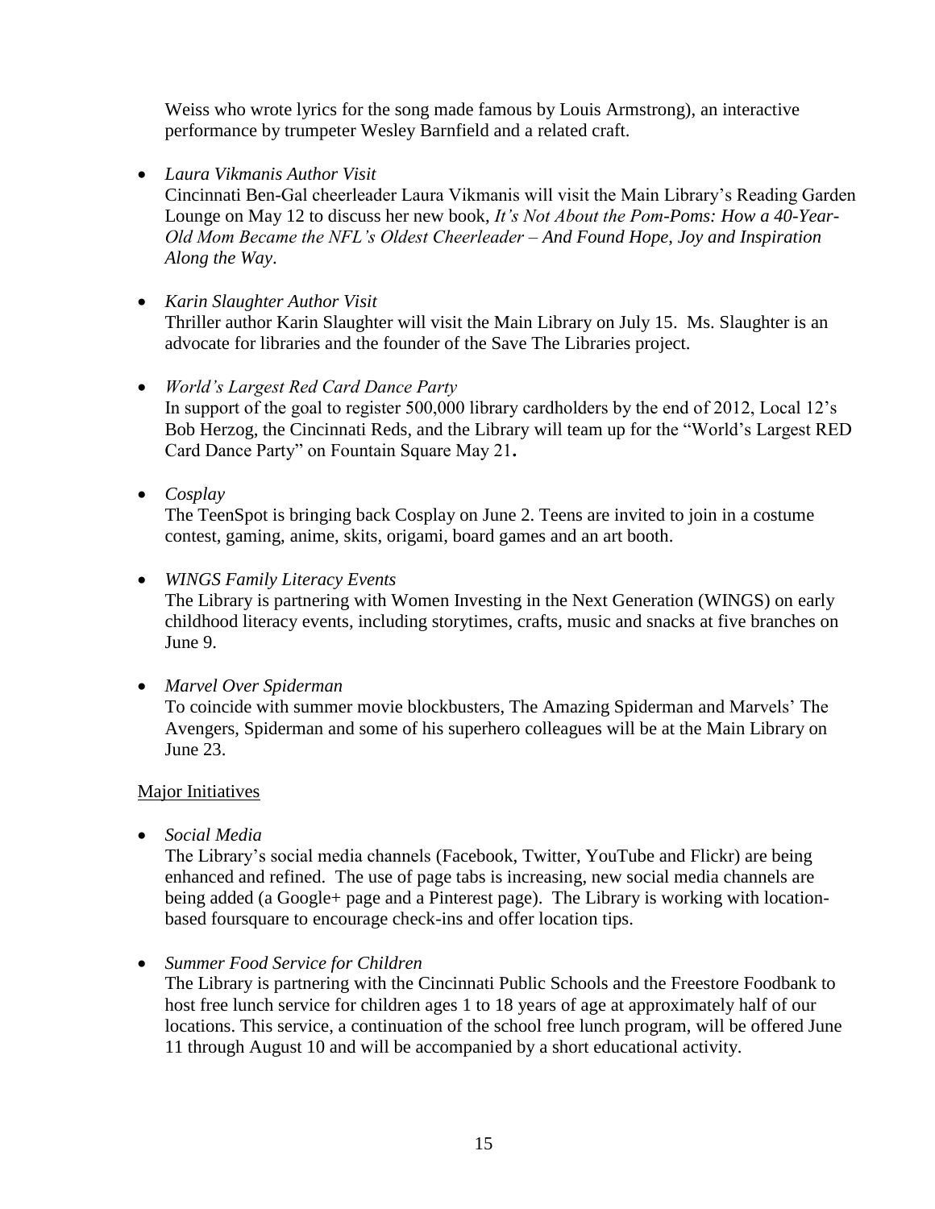Weiss who wrote lyrics for the song made famous by Louis Armstrong), an interactive performance by trumpeter Wesley Barnfield and a related craft.

- *Laura Vikmanis Author Visit*
  Cincinnati Ben-Gal cheerleader Laura Vikmanis will visit the Main Library's Reading Garden Lounge on May 12 to discuss her new book, *It's Not About the Pom-Poms: How a 40-Year-Old Mom Became the NFL's Oldest Cheerleader – And Found Hope, Joy and Inspiration Along the Way*.

- *Karin Slaughter Author Visit*
  Thriller author Karin Slaughter will visit the Main Library on July 15. Ms. Slaughter is an advocate for libraries and the founder of the Save The Libraries project.

- *World's Largest Red Card Dance Party*
  In support of the goal to register 500,000 library cardholders by the end of 2012, Local 12's Bob Herzog, the Cincinnati Reds, and the Library will team up for the "World's Largest RED Card Dance Party" on Fountain Square May 21**.**

- *Cosplay*
  The TeenSpot is bringing back Cosplay on June 2. Teens are invited to join in a costume contest, gaming, anime, skits, origami, board games and an art booth.

- *WINGS Family Literacy Events*
  The Library is partnering with Women Investing in the Next Generation (WINGS) on early childhood literacy events, including storytimes, crafts, music and snacks at five branches on June 9.

- *Marvel Over Spiderman*
  To coincide with summer movie blockbusters, The Amazing Spiderman and Marvels' The Avengers, Spiderman and some of his superhero colleagues will be at the Main Library on June 23.

Major Initiatives

- *Social Media*
  The Library's social media channels (Facebook, Twitter, YouTube and Flickr) are being enhanced and refined. The use of page tabs is increasing, new social media channels are being added (a Google+ page and a Pinterest page). The Library is working with location-based foursquare to encourage check-ins and offer location tips.

- *Summer Food Service for Children*
  The Library is partnering with the Cincinnati Public Schools and the Freestore Foodbank to host free lunch service for children ages 1 to 18 years of age at approximately half of our locations. This service, a continuation of the school free lunch program, will be offered June 11 through August 10 and will be accompanied by a short educational activity.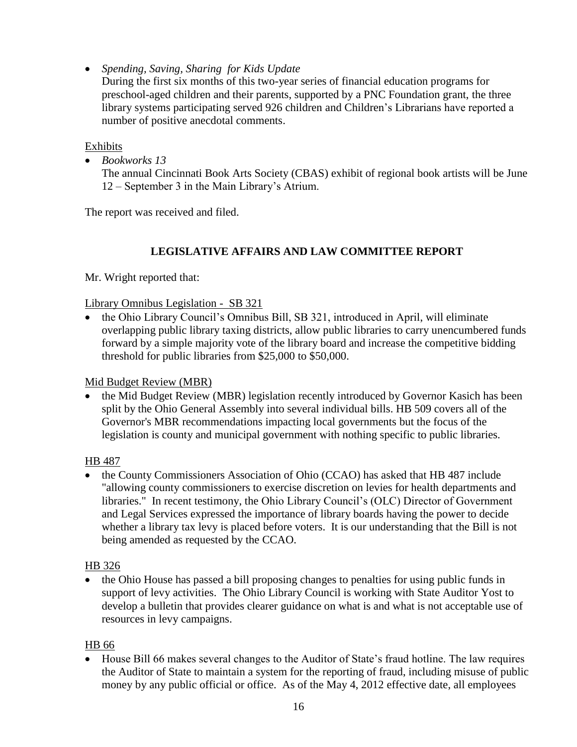- *Spending, Saving, Sharing for Kids Update*
  During the first six months of this two-year series of financial education programs for preschool-aged children and their parents, supported by a PNC Foundation grant, the three library systems participating served 926 children and Children's Librarians have reported a number of positive anecdotal comments.

Exhibits

- *Bookworks 13*
  The annual Cincinnati Book Arts Society (CBAS) exhibit of regional book artists will be June 12 – September 3 in the Main Library's Atrium.

The report was received and filed.

## LEGISLATIVE AFFAIRS AND LAW COMMITTEE REPORT

Mr. Wright reported that:

Library Omnibus Legislation - SB 321

- the Ohio Library Council's Omnibus Bill, SB 321, introduced in April, will eliminate overlapping public library taxing districts, allow public libraries to carry unencumbered funds forward by a simple majority vote of the library board and increase the competitive bidding threshold for public libraries from $25,000 to $50,000.

Mid Budget Review (MBR)

- the Mid Budget Review (MBR) legislation recently introduced by Governor Kasich has been split by the Ohio General Assembly into several individual bills. HB 509 covers all of the Governor's MBR recommendations impacting local governments but the focus of the legislation is county and municipal government with nothing specific to public libraries.

HB 487

- the County Commissioners Association of Ohio (CCAO) has asked that HB 487 include "allowing county commissioners to exercise discretion on levies for health departments and libraries." In recent testimony, the Ohio Library Council's (OLC) Director of Government and Legal Services expressed the importance of library boards having the power to decide whether a library tax levy is placed before voters. It is our understanding that the Bill is not being amended as requested by the CCAO.

HB 326

- the Ohio House has passed a bill proposing changes to penalties for using public funds in support of levy activities. The Ohio Library Council is working with State Auditor Yost to develop a bulletin that provides clearer guidance on what is and what is not acceptable use of resources in levy campaigns.

HB 66

- House Bill 66 makes several changes to the Auditor of State's fraud hotline. The law requires the Auditor of State to maintain a system for the reporting of fraud, including misuse of public money by any public official or office. As of the May 4, 2012 effective date, all employees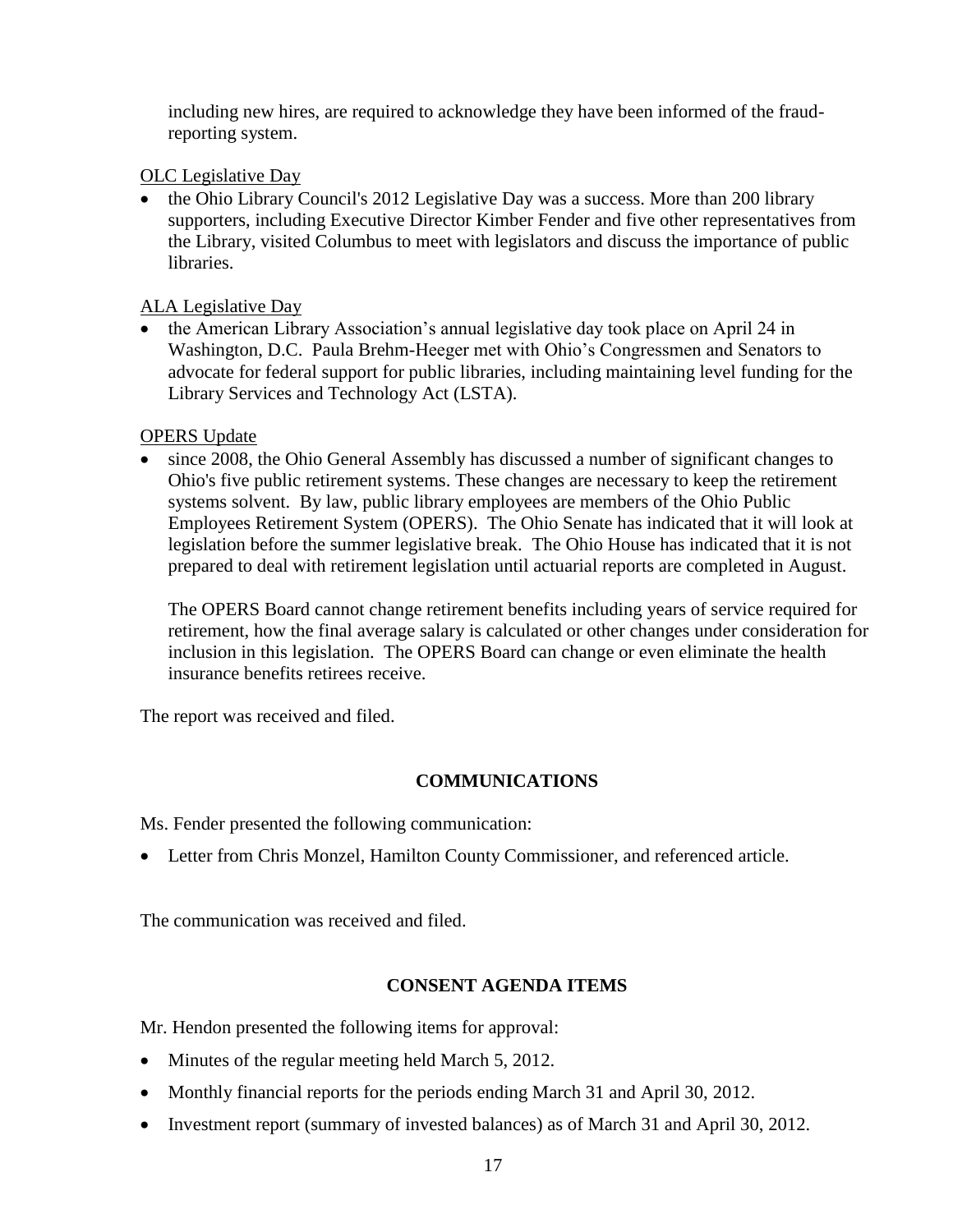including new hires, are required to acknowledge they have been informed of the fraud-reporting system.

OLC Legislative Day

- the Ohio Library Council's 2012 Legislative Day was a success. More than 200 library supporters, including Executive Director Kimber Fender and five other representatives from the Library, visited Columbus to meet with legislators and discuss the importance of public libraries.

ALA Legislative Day

- the American Library Association's annual legislative day took place on April 24 in Washington, D.C. Paula Brehm-Heeger met with Ohio's Congressmen and Senators to advocate for federal support for public libraries, including maintaining level funding for the Library Services and Technology Act (LSTA).

OPERS Update

- since 2008, the Ohio General Assembly has discussed a number of significant changes to Ohio's five public retirement systems. These changes are necessary to keep the retirement systems solvent. By law, public library employees are members of the Ohio Public Employees Retirement System (OPERS). The Ohio Senate has indicated that it will look at legislation before the summer legislative break. The Ohio House has indicated that it is not prepared to deal with retirement legislation until actuarial reports are completed in August.

  The OPERS Board cannot change retirement benefits including years of service required for retirement, how the final average salary is calculated or other changes under consideration for inclusion in this legislation. The OPERS Board can change or even eliminate the health insurance benefits retirees receive.

The report was received and filed.

## COMMUNICATIONS

Ms. Fender presented the following communication:

- Letter from Chris Monzel, Hamilton County Commissioner, and referenced article.

The communication was received and filed.

## CONSENT AGENDA ITEMS

Mr. Hendon presented the following items for approval:

- Minutes of the regular meeting held March 5, 2012.
- Monthly financial reports for the periods ending March 31 and April 30, 2012.
- Investment report (summary of invested balances) as of March 31 and April 30, 2012.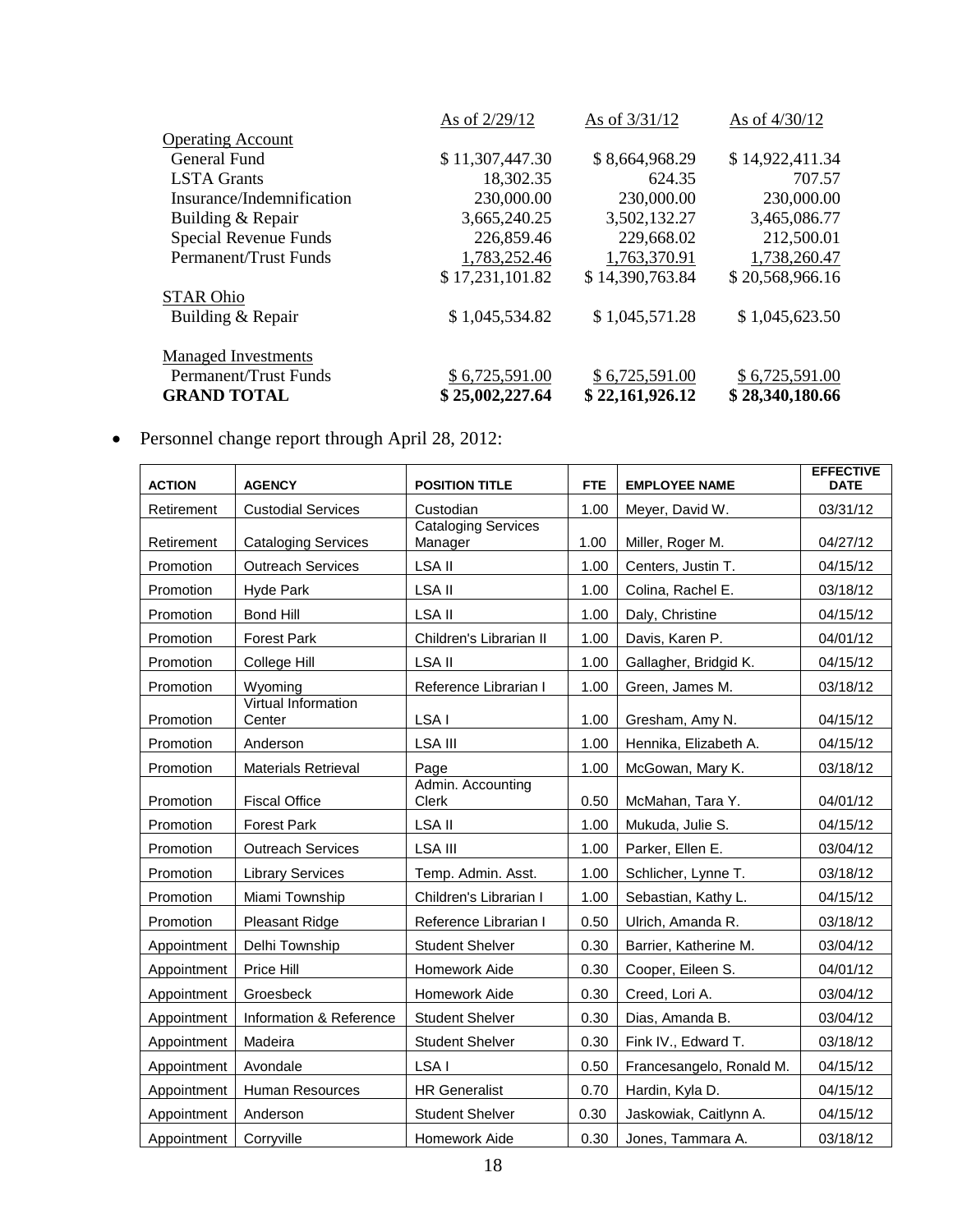| | As of 2/29/12 | As of 3/31/12 | As of 4/30/12 |
|---|---|---|---|
| Operating Account | | | |
| General Fund | $ 11,307,447.30 | $ 8,664,968.29 | $ 14,922,411.34 |
| LSTA Grants | 18,302.35 | 624.35 | 707.57 |
| Insurance/Indemnification | 230,000.00 | 230,000.00 | 230,000.00 |
| Building & Repair | 3,665,240.25 | 3,502,132.27 | 3,465,086.77 |
| Special Revenue Funds | 226,859.46 | 229,668.02 | 212,500.01 |
| Permanent/Trust Funds | 1,783,252.46 | 1,763,370.91 | 1,738,260.47 |
| | $ 17,231,101.82 | $ 14,390,763.84 | $ 20,568,966.16 |
| STAR Ohio | | | |
| Building & Repair | $ 1,045,534.82 | $ 1,045,571.28 | $ 1,045,623.50 |
| Managed Investments | | | |
| Permanent/Trust Funds | $ 6,725,591.00 | $ 6,725,591.00 | $ 6,725,591.00 |
| **GRAND TOTAL** | **$ 25,002,227.64** | **$ 22,161,926.12** | **$ 28,340,180.66** |

- Personnel change report through April 28, 2012:

| ACTION | AGENCY | POSITION TITLE | FTE | EMPLOYEE NAME | EFFECTIVE DATE |
|---|---|---|---|---|---|
| Retirement | Custodial Services | Custodian | 1.00 | Meyer, David W. | 03/31/12 |
| Retirement | Cataloging Services | Cataloging Services Manager | 1.00 | Miller, Roger M. | 04/27/12 |
| Promotion | Outreach Services | LSA II | 1.00 | Centers, Justin T. | 04/15/12 |
| Promotion | Hyde Park | LSA II | 1.00 | Colina, Rachel E. | 03/18/12 |
| Promotion | Bond Hill | LSA II | 1.00 | Daly, Christine | 04/15/12 |
| Promotion | Forest Park | Children's Librarian II | 1.00 | Davis, Karen P. | 04/01/12 |
| Promotion | College Hill | LSA II | 1.00 | Gallagher, Bridgid K. | 04/15/12 |
| Promotion | Wyoming | Reference Librarian I | 1.00 | Green, James M. | 03/18/12 |
| Promotion | Virtual Information Center | LSA I | 1.00 | Gresham, Amy N. | 04/15/12 |
| Promotion | Anderson | LSA III | 1.00 | Hennika, Elizabeth A. | 04/15/12 |
| Promotion | Materials Retrieval | Page | 1.00 | McGowan, Mary K. | 03/18/12 |
| Promotion | Fiscal Office | Admin. Accounting Clerk | 0.50 | McMahan, Tara Y. | 04/01/12 |
| Promotion | Forest Park | LSA II | 1.00 | Mukuda, Julie S. | 04/15/12 |
| Promotion | Outreach Services | LSA III | 1.00 | Parker, Ellen E. | 03/04/12 |
| Promotion | Library Services | Temp. Admin. Asst. | 1.00 | Schlicher, Lynne T. | 03/18/12 |
| Promotion | Miami Township | Children's Librarian I | 1.00 | Sebastian, Kathy L. | 04/15/12 |
| Promotion | Pleasant Ridge | Reference Librarian I | 0.50 | Ulrich, Amanda R. | 03/18/12 |
| Appointment | Delhi Township | Student Shelver | 0.30 | Barrier, Katherine M. | 03/04/12 |
| Appointment | Price Hill | Homework Aide | 0.30 | Cooper, Eileen S. | 04/01/12 |
| Appointment | Groesbeck | Homework Aide | 0.30 | Creed, Lori A. | 03/04/12 |
| Appointment | Information & Reference | Student Shelver | 0.30 | Dias, Amanda B. | 03/04/12 |
| Appointment | Madeira | Student Shelver | 0.30 | Fink IV., Edward T. | 03/18/12 |
| Appointment | Avondale | LSA I | 0.50 | Francesangelo, Ronald M. | 04/15/12 |
| Appointment | Human Resources | HR Generalist | 0.70 | Hardin, Kyla D. | 04/15/12 |
| Appointment | Anderson | Student Shelver | 0.30 | Jaskowiak, Caitlynn A. | 04/15/12 |
| Appointment | Corryville | Homework Aide | 0.30 | Jones, Tammara A. | 03/18/12 |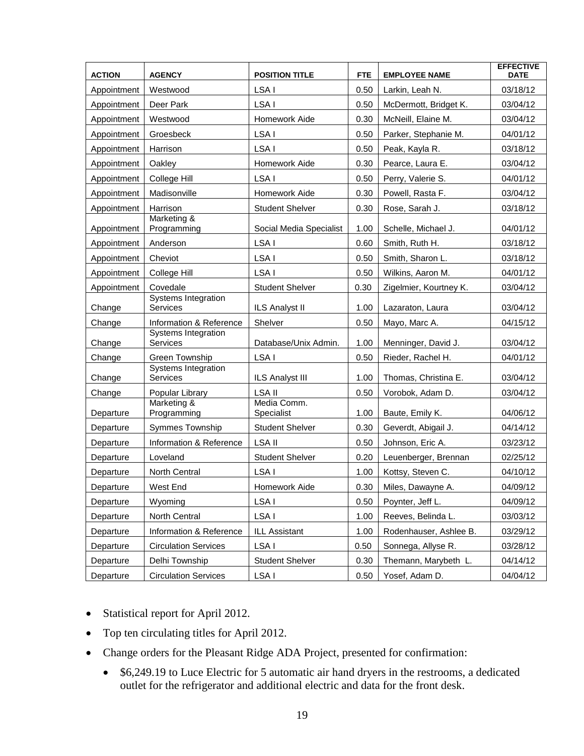| ACTION | AGENCY | POSITION TITLE | FTE | EMPLOYEE NAME | EFFECTIVE DATE |
|---|---|---|---|---|---|
| Appointment | Westwood | LSA I | 0.50 | Larkin, Leah N. | 03/18/12 |
| Appointment | Deer Park | LSA I | 0.50 | McDermott, Bridget K. | 03/04/12 |
| Appointment | Westwood | Homework Aide | 0.30 | McNeill, Elaine M. | 03/04/12 |
| Appointment | Groesbeck | LSA I | 0.50 | Parker, Stephanie M. | 04/01/12 |
| Appointment | Harrison | LSA I | 0.50 | Peak, Kayla R. | 03/18/12 |
| Appointment | Oakley | Homework Aide | 0.30 | Pearce, Laura E. | 03/04/12 |
| Appointment | College Hill | LSA I | 0.50 | Perry, Valerie S. | 04/01/12 |
| Appointment | Madisonville | Homework Aide | 0.30 | Powell, Rasta F. | 03/04/12 |
| Appointment | Harrison | Student Shelver | 0.30 | Rose, Sarah J. | 03/18/12 |
| Appointment | Marketing & Programming | Social Media Specialist | 1.00 | Schelle, Michael J. | 04/01/12 |
| Appointment | Anderson | LSA I | 0.60 | Smith, Ruth H. | 03/18/12 |
| Appointment | Cheviot | LSA I | 0.50 | Smith, Sharon L. | 03/18/12 |
| Appointment | College Hill | LSA I | 0.50 | Wilkins, Aaron M. | 04/01/12 |
| Appointment | Covedale | Student Shelver | 0.30 | Zigelmier, Kourtney K. | 03/04/12 |
| Change | Systems Integration Services | ILS Analyst II | 1.00 | Lazaraton, Laura | 03/04/12 |
| Change | Information & Reference | Shelver | 0.50 | Mayo, Marc A. | 04/15/12 |
| Change | Systems Integration Services | Database/Unix Admin. | 1.00 | Menninger, David J. | 03/04/12 |
| Change | Green Township | LSA I | 0.50 | Rieder, Rachel H. | 04/01/12 |
| Change | Systems Integration Services | ILS Analyst III | 1.00 | Thomas, Christina E. | 03/04/12 |
| Change | Popular Library | LSA II | 0.50 | Vorobok, Adam D. | 03/04/12 |
| Departure | Marketing & Programming | Media Comm. Specialist | 1.00 | Baute, Emily K. | 04/06/12 |
| Departure | Symmes Township | Student Shelver | 0.30 | Geverdt, Abigail J. | 04/14/12 |
| Departure | Information & Reference | LSA II | 0.50 | Johnson, Eric A. | 03/23/12 |
| Departure | Loveland | Student Shelver | 0.20 | Leuenberger, Brennan | 02/25/12 |
| Departure | North Central | LSA I | 1.00 | Kottsy, Steven C. | 04/10/12 |
| Departure | West End | Homework Aide | 0.30 | Miles, Dawayne A. | 04/09/12 |
| Departure | Wyoming | LSA I | 0.50 | Poynter, Jeff L. | 04/09/12 |
| Departure | North Central | LSA I | 1.00 | Reeves, Belinda L. | 03/03/12 |
| Departure | Information & Reference | ILL Assistant | 1.00 | Rodenhauser, Ashlee B. | 03/29/12 |
| Departure | Circulation Services | LSA I | 0.50 | Sonnega, Allyse R. | 03/28/12 |
| Departure | Delhi Township | Student Shelver | 0.30 | Themann, Marybeth L. | 04/14/12 |
| Departure | Circulation Services | LSA I | 0.50 | Yosef, Adam D. | 04/04/12 |

- Statistical report for April 2012.
- Top ten circulating titles for April 2012.
- Change orders for the Pleasant Ridge ADA Project, presented for confirmation:
  - $6,249.19 to Luce Electric for 5 automatic air hand dryers in the restrooms, a dedicated outlet for the refrigerator and additional electric and data for the front desk.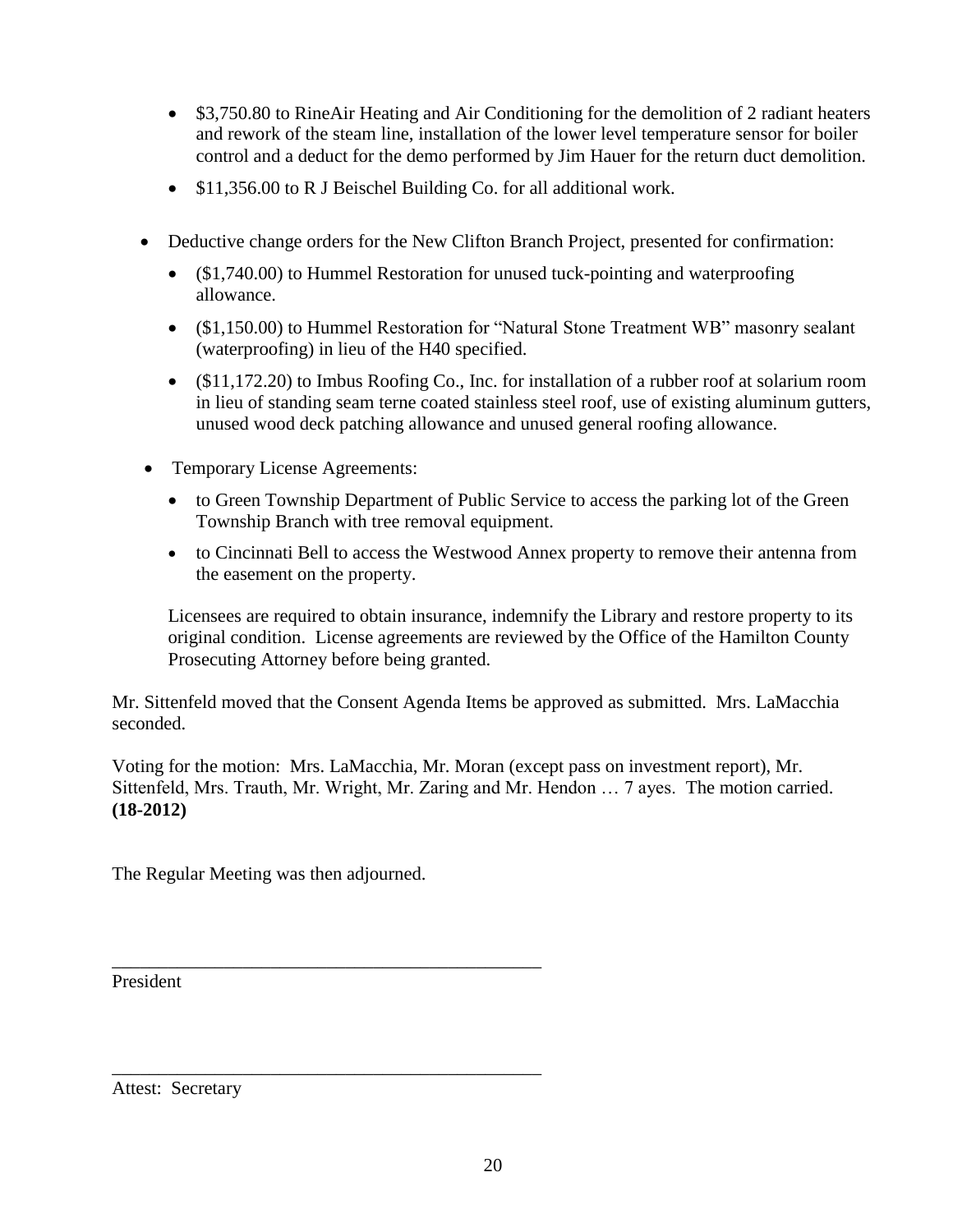- $3,750.80 to RineAir Heating and Air Conditioning for the demolition of 2 radiant heaters and rework of the steam line, installation of the lower level temperature sensor for boiler control and a deduct for the demo performed by Jim Hauer for the return duct demolition.
  - $11,356.00 to R J Beischel Building Co. for all additional work.

- Deductive change orders for the New Clifton Branch Project, presented for confirmation:
  - ($1,740.00) to Hummel Restoration for unused tuck-pointing and waterproofing allowance.
  - ($1,150.00) to Hummel Restoration for "Natural Stone Treatment WB" masonry sealant (waterproofing) in lieu of the H40 specified.
  - ($11,172.20) to Imbus Roofing Co., Inc. for installation of a rubber roof at solarium room in lieu of standing seam terne coated stainless steel roof, use of existing aluminum gutters, unused wood deck patching allowance and unused general roofing allowance.

- Temporary License Agreements:
  - to Green Township Department of Public Service to access the parking lot of the Green Township Branch with tree removal equipment.
  - to Cincinnati Bell to access the Westwood Annex property to remove their antenna from the easement on the property.

  Licensees are required to obtain insurance, indemnify the Library and restore property to its original condition. License agreements are reviewed by the Office of the Hamilton County Prosecuting Attorney before being granted.

Mr. Sittenfeld moved that the Consent Agenda Items be approved as submitted. Mrs. LaMacchia seconded.

Voting for the motion: Mrs. LaMacchia, Mr. Moran (except pass on investment report), Mr. Sittenfeld, Mrs. Trauth, Mr. Wright, Mr. Zaring and Mr. Hendon … 7 ayes. The motion carried. **(18-2012)**

The Regular Meeting was then adjourned.

\_\_\_\_\_\_\_\_\_\_\_\_\_\_\_\_\_\_\_\_\_\_\_\_\_\_\_\_\_\_\_\_\_\_\_\_\_\_\_\_\_\_\_\_

President

\_\_\_\_\_\_\_\_\_\_\_\_\_\_\_\_\_\_\_\_\_\_\_\_\_\_\_\_\_\_\_\_\_\_\_\_\_\_\_\_\_\_\_\_

Attest: Secretary